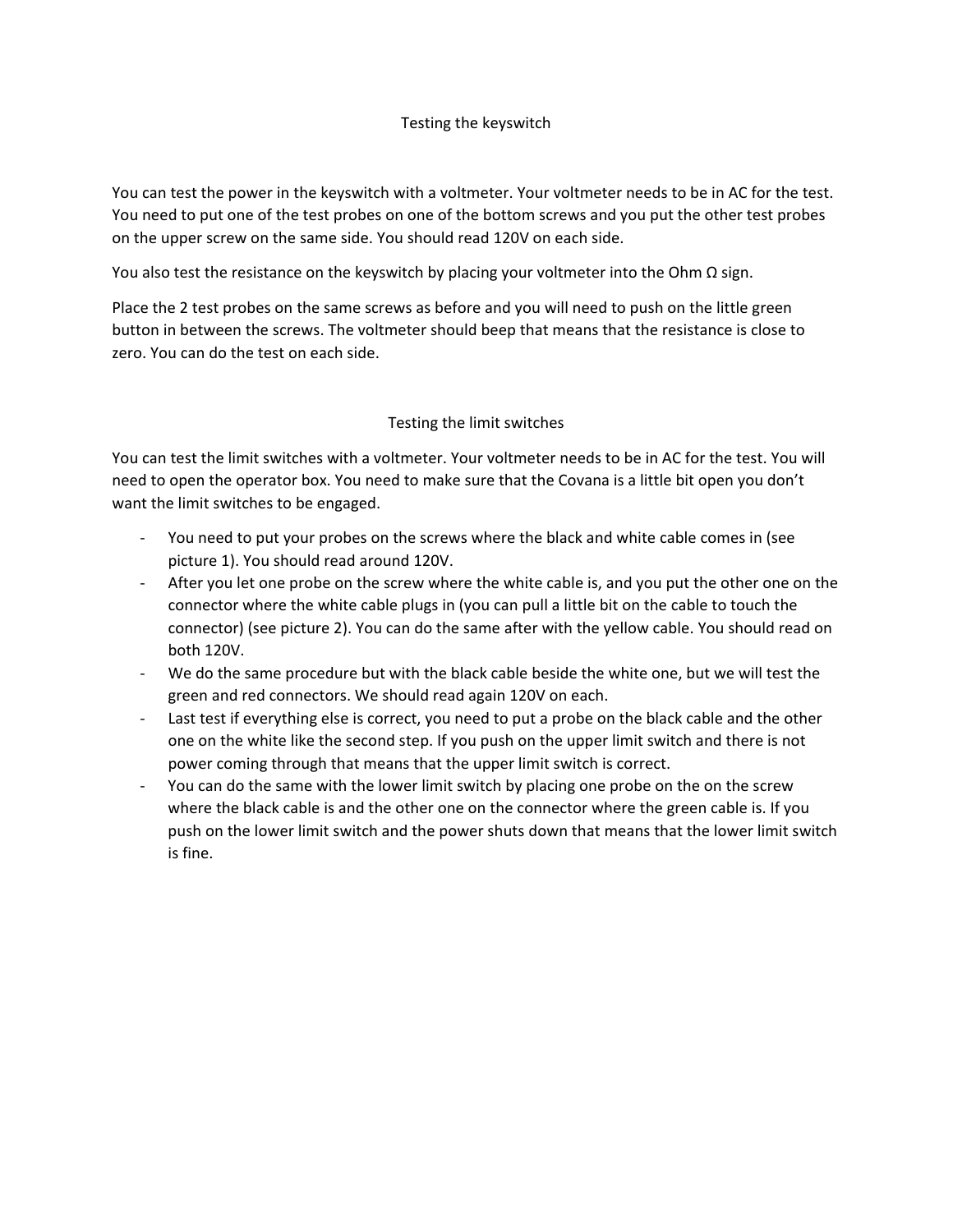## Testing the keyswitch

You can test the power in the keyswitch with a voltmeter. Your voltmeter needs to be in AC for the test. You need to put one of the test probes on one of the bottom screws and you put the other test probes on the upper screw on the same side. You should read 120V on each side.

You also test the resistance on the keyswitch by placing your voltmeter into the Ohm Ω sign.

Place the 2 test probes on the same screws as before and you will need to push on the little green button in between the screws. The voltmeter should beep that means that the resistance is close to zero. You can do the test on each side.

## Testing the limit switches

You can test the limit switches with a voltmeter. Your voltmeter needs to be in AC for the test. You will need to open the operator box. You need to make sure that the Covana is a little bit open you don't want the limit switches to be engaged.

- You need to put your probes on the screws where the black and white cable comes in (see picture 1). You should read around 120V.
- After you let one probe on the screw where the white cable is, and you put the other one on the connector where the white cable plugs in (you can pull a little bit on the cable to touch the connector) (see picture 2). You can do the same after with the yellow cable. You should read on both 120V.
- We do the same procedure but with the black cable beside the white one, but we will test the green and red connectors. We should read again 120V on each.
- Last test if everything else is correct, you need to put a probe on the black cable and the other one on the white like the second step. If you push on the upper limit switch and there is not power coming through that means that the upper limit switch is correct.
- You can do the same with the lower limit switch by placing one probe on the on the screw where the black cable is and the other one on the connector where the green cable is. If you push on the lower limit switch and the power shuts down that means that the lower limit switch is fine.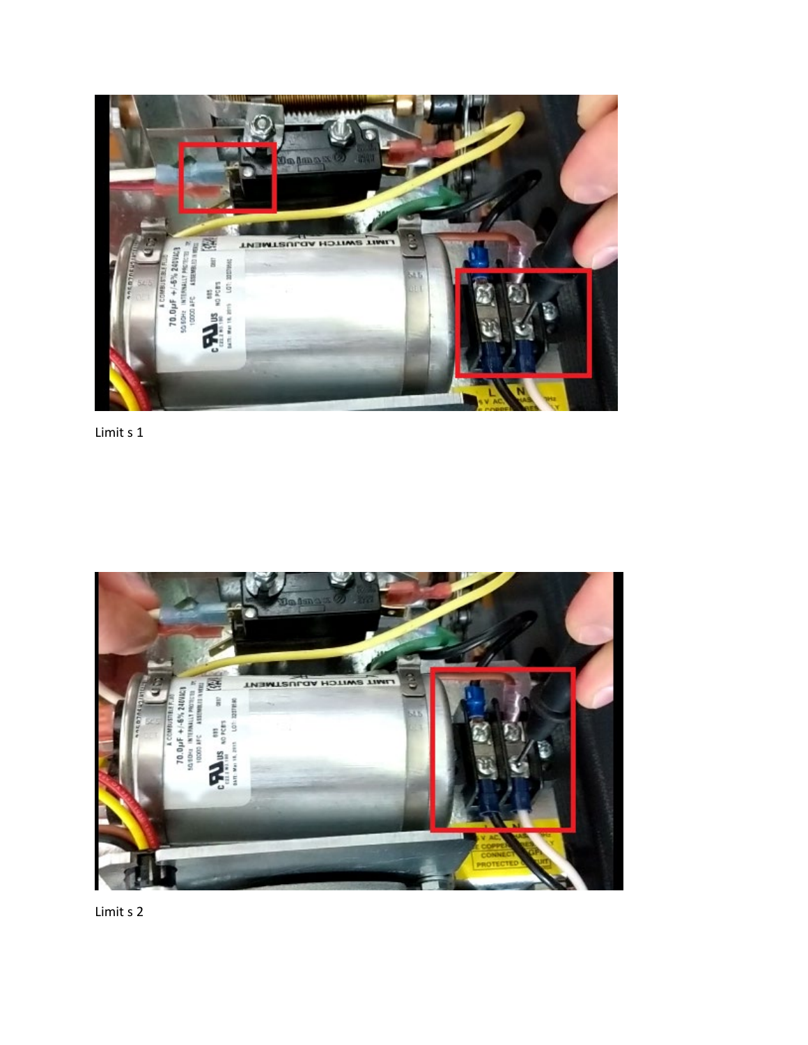Limit s 1

Limit s 2